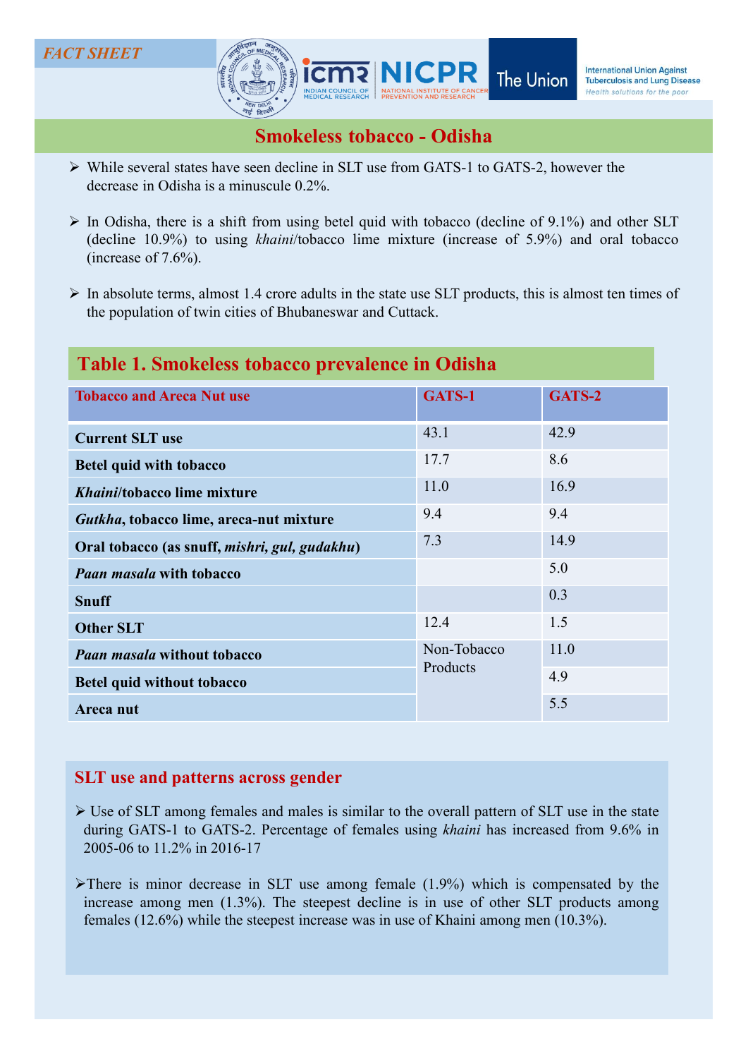*FACT SHEET*

# Smokeless tobacco - Odisha

- While several states have seen decline in SLT use from GATS-1 to GATS-2, however the decrease in Odisha is a minuscule 0.2%.
- In Odisha, there is a shift from using betel quid with tobacco (decline of 9.1%) and other SLT (decline 10.9%) to using *khaini*/tobacco lime mixture (increase of 5.9%) and oral tobacco (increase of 7.6%).
- In absolute terms, almost 1.4 crore adults in the state use SLT products, this is almost ten times of the population of twin cities of Bhubaneswar and Cuttack.

## Table 1. Smokeless tobacco prevalence in Odisha

| Tobacco and Areca Nut use | GATS-1 | GATS-2 |
|---|---|---|
| **Current SLT use** | 43.1 | 42.9 |
| **Betel quid with tobacco** | 17.7 | 8.6 |
| ***Khaini*/tobacco lime mixture** | 11.0 | 16.9 |
| ***Gutkha*, tobacco lime, areca-nut mixture** | 9.4 | 9.4 |
| **Oral tobacco (as snuff, *mishri, gul, gudakhu*)** | 7.3 | 14.9 |
| ***Paan masala* with tobacco** | | 5.0 |
| **Snuff** | | 0.3 |
| **Other SLT** | 12.4 | 1.5 |
| ***Paan masala* without tobacco** | Non-Tobacco Products | 11.0 |
| **Betel quid without tobacco** | | 4.9 |
| **Areca nut** | | 5.5 |

## SLT use and patterns across gender

- Use of SLT among females and males is similar to the overall pattern of SLT use in the state during GATS-1 to GATS-2. Percentage of females using *khaini* has increased from 9.6% in 2005-06 to 11.2% in 2016-17
- There is minor decrease in SLT use among female (1.9%) which is compensated by the increase among men (1.3%). The steepest decline is in use of other SLT products among females (12.6%) while the steepest increase was in use of Khaini among men (10.3%).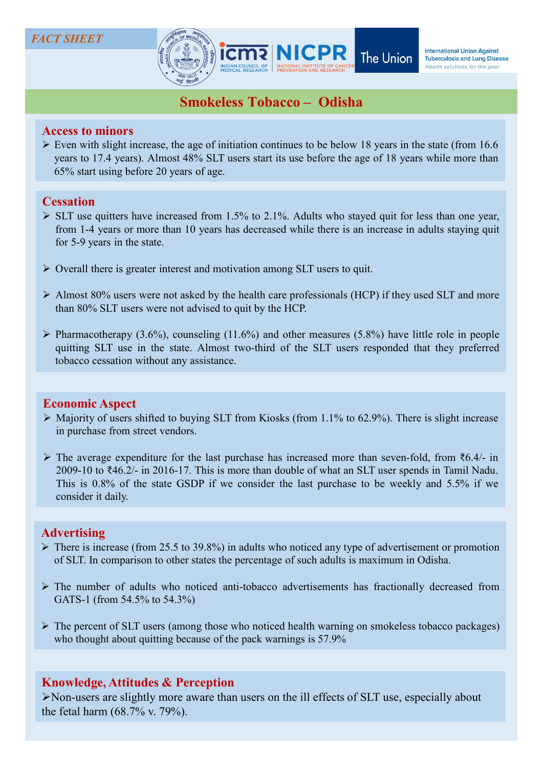*FACT SHEET*

# Smokeless Tobacco – Odisha

## Access to minors

- Even with slight increase, the age of initiation continues to be below 18 years in the state (from 16.6 years to 17.4 years). Almost 48% SLT users start its use before the age of 18 years while more than 65% start using before 20 years of age.

## Cessation

- SLT use quitters have increased from 1.5% to 2.1%. Adults who stayed quit for less than one year, from 1-4 years or more than 10 years has decreased while there is an increase in adults staying quit for 5-9 years in the state.
- Overall there is greater interest and motivation among SLT users to quit.
- Almost 80% users were not asked by the health care professionals (HCP) if they used SLT and more than 80% SLT users were not advised to quit by the HCP.
- Pharmacotherapy (3.6%), counseling (11.6%) and other measures (5.8%) have little role in people quitting SLT use in the state. Almost two-third of the SLT users responded that they preferred tobacco cessation without any assistance.

## Economic Aspect

- Majority of users shifted to buying SLT from Kiosks (from 1.1% to 62.9%). There is slight increase in purchase from street vendors.
- The average expenditure for the last purchase has increased more than seven-fold, from ₹6.4/- in 2009-10 to ₹46.2/- in 2016-17. This is more than double of what an SLT user spends in Tamil Nadu. This is 0.8% of the state GSDP if we consider the last purchase to be weekly and 5.5% if we consider it daily.

## Advertising

- There is increase (from 25.5 to 39.8%) in adults who noticed any type of advertisement or promotion of SLT. In comparison to other states the percentage of such adults is maximum in Odisha.
- The number of adults who noticed anti-tobacco advertisements has fractionally decreased from GATS-1 (from 54.5% to 54.3%)
- The percent of SLT users (among those who noticed health warning on smokeless tobacco packages) who thought about quitting because of the pack warnings is 57.9%

## Knowledge, Attitudes & Perception

- Non-users are slightly more aware than users on the ill effects of SLT use, especially about the fetal harm (68.7% v. 79%).